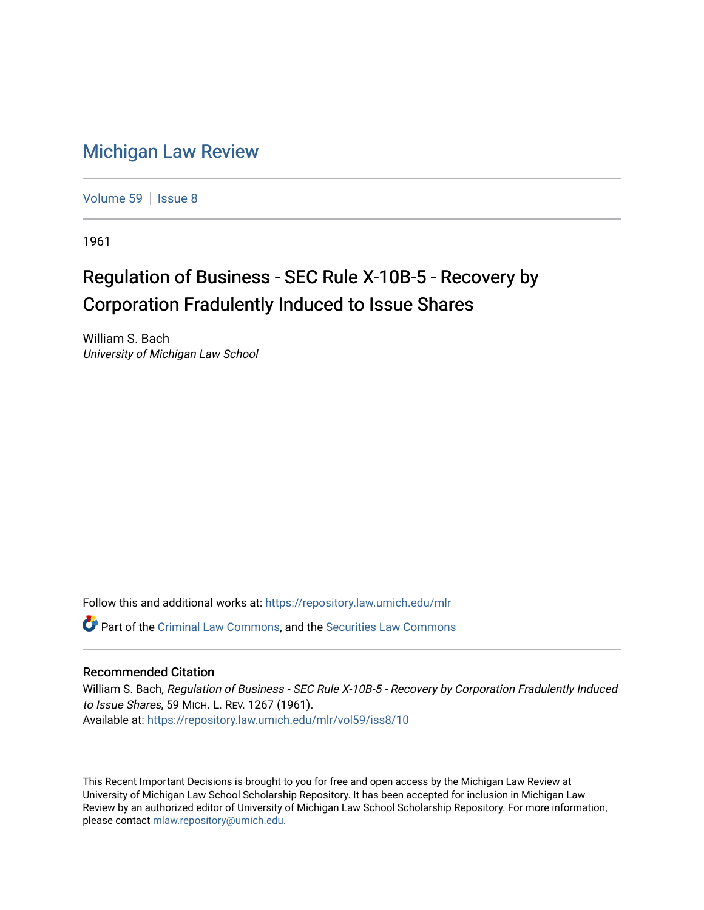# Michigan Law Review

Volume 59 | Issue 8

1961

## Regulation of Business - SEC Rule X-10B-5 - Recovery by Corporation Fradulently Induced to Issue Shares

William S. Bach
*University of Michigan Law School*

Follow this and additional works at: https://repository.law.umich.edu/mlr

Part of the Criminal Law Commons, and the Securities Law Commons

### Recommended Citation

William S. Bach, *Regulation of Business - SEC Rule X-10B-5 - Recovery by Corporation Fradulently Induced to Issue Shares*, 59 MICH. L. REV. 1267 (1961).
Available at: https://repository.law.umich.edu/mlr/vol59/iss8/10

This Recent Important Decisions is brought to you for free and open access by the Michigan Law Review at University of Michigan Law School Scholarship Repository. It has been accepted for inclusion in Michigan Law Review by an authorized editor of University of Michigan Law School Scholarship Repository. For more information, please contact mlaw.repository@umich.edu.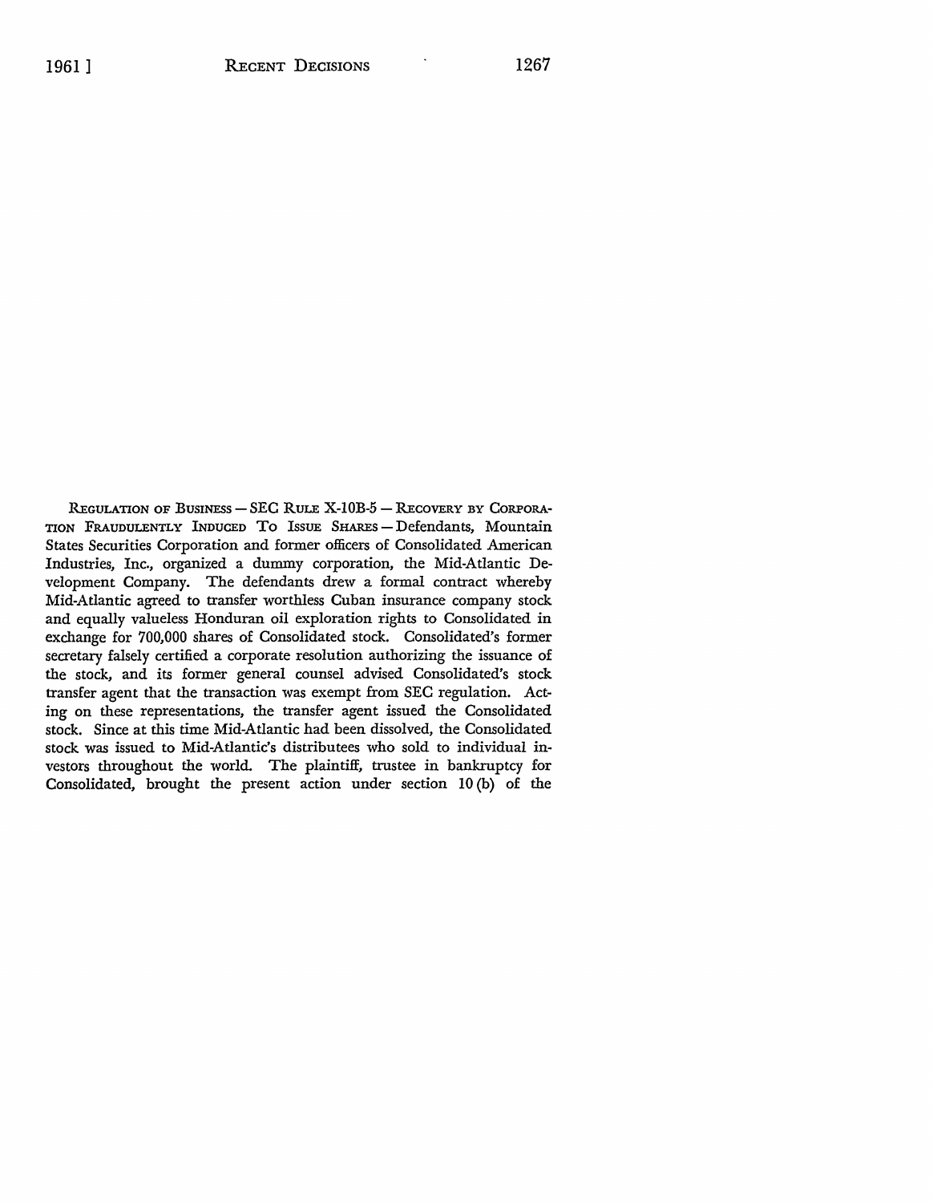REGULATION OF BUSINESS — SEC RULE X-10B-5 — RECOVERY BY CORPORATION FRAUDULENTLY INDUCED TO ISSUE SHARES — Defendants, Mountain States Securities Corporation and former officers of Consolidated American Industries, Inc., organized a dummy corporation, the Mid-Atlantic Development Company. The defendants drew a formal contract whereby Mid-Atlantic agreed to transfer worthless Cuban insurance company stock and equally valueless Honduran oil exploration rights to Consolidated in exchange for 700,000 shares of Consolidated stock. Consolidated's former secretary falsely certified a corporate resolution authorizing the issuance of the stock, and its former general counsel advised Consolidated's stock transfer agent that the transaction was exempt from SEC regulation. Acting on these representations, the transfer agent issued the Consolidated stock. Since at this time Mid-Atlantic had been dissolved, the Consolidated stock was issued to Mid-Atlantic's distributees who sold to individual investors throughout the world. The plaintiff, trustee in bankruptcy for Consolidated, brought the present action under section 10(b) of the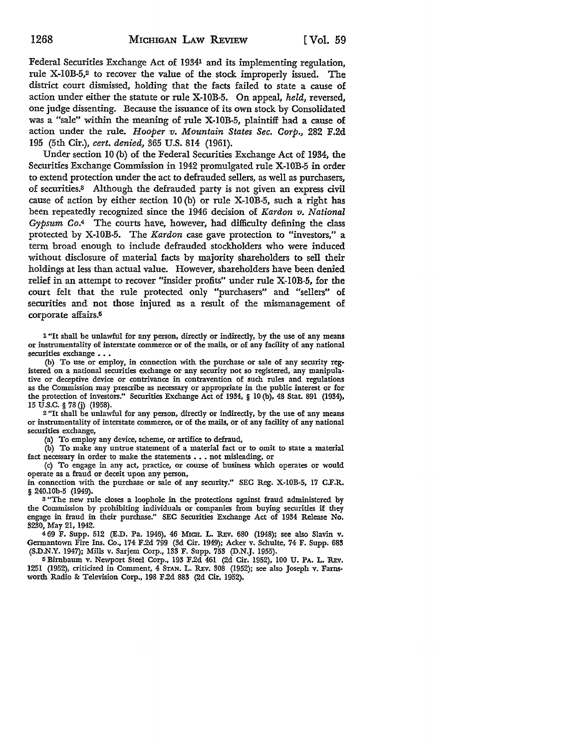Federal Securities Exchange Act of 1934[1] and its implementing regulation, rule X-10B-5,[2] to recover the value of the stock improperly issued. The district court dismissed, holding that the facts failed to state a cause of action under either the statute or rule X-10B-5. On appeal, *held,* reversed, one judge dissenting. Because the issuance of its own stock by Consolidated was a "sale" within the meaning of rule X-10B-5, plaintiff had a cause of action under the rule. *Hooper v. Mountain States Sec. Corp.,* 282 F.2d 195 (5th Cir.), *cert. denied,* 365 U.S. 814 (1961).

Under section 10 (b) of the Federal Securities Exchange Act of 1934, the Securities Exchange Commission in 1942 promulgated rule X-10B-5 in order to extend protection under the act to defrauded sellers, as well as purchasers, of securities.[3] Although the defrauded party is not given an express civil cause of action by either section 10 (b) or rule X-10B-5, such a right has been repeatedly recognized since the 1946 decision of *Kardon v. National Gypsum Co.*[4] The courts have, however, had difficulty defining the class protected by X-10B-5. The *Kardon* case gave protection to "investors," a term broad enough to include defrauded stockholders who were induced without disclosure of material facts by majority shareholders to sell their holdings at less than actual value. However, shareholders have been denied relief in an attempt to recover "insider profits" under rule X-10B-5, for the court felt that the rule protected only "purchasers" and "sellers" of securities and not those injured as a result of the mismanagement of corporate affairs.[5]

---

[1] "It shall be unlawful for any person, directly or indirectly, by the use of any means or instrumentality of interstate commerce or of the mails, or of any facility of any national securities exchange . . .

(b) To use or employ, in connection with the purchase or sale of any security registered on a national securities exchange or any security not so registered, any manipulative or deceptive device or contrivance in contravention of such rules and regulations as the Commission may prescribe as necessary or appropriate in the public interest or for the protection of investors." Securities Exchange Act of 1934, § 10 (b), 48 Stat. 891 (1934), 15 U.S.C. § 78 (j) (1958).

[2] "It shall be unlawful for any person, directly or indirectly, by the use of any means or instrumentality of interstate commerce, or of the mails, or of any facility of any national securities exchange,

(a) To employ any device, scheme, or artifice to defraud,

(b) To make any untrue statement of a material fact or to omit to state a material fact necessary in order to make the statements . . . not misleading, or

(c) To engage in any act, practice, or course of business which operates or would operate as a fraud or deceit upon any person,

in connection with the purchase or sale of any security." SEC Reg. X-10B-5, 17 C.F.R. § 240.10b-5 (1949).

[3] "The new rule closes a loophole in the protections against fraud administered by the Commission by prohibiting individuals or companies from buying securities if they engage in fraud in their purchase." SEC Securities Exchange Act of 1934 Release No. 3230, May 21, 1942.

[4] 69 F. Supp. 512 (E.D. Pa. 1946), 46 MICH. L. REV. 680 (1948); see also Slavin v. Germantown Fire Ins. Co., 174 F.2d 799 (3d Cir. 1949); Acker v. Schulte, 74 F. Supp. 683 (S.D.N.Y. 1947); Mills v. Sarjem Corp., 133 F. Supp. 753 (D.N.J. 1955).

[5] Birnbaum v. Newport Steel Corp., 193 F.2d 461 (2d Cir. 1952), 100 U. PA. L. REV. 1251 (1952), criticized in Comment, 4 STAN. L. REV. 308 (1952); see also Joseph v. Farnsworth Radio & Television Corp., 198 F.2d 883 (2d Cir. 1952).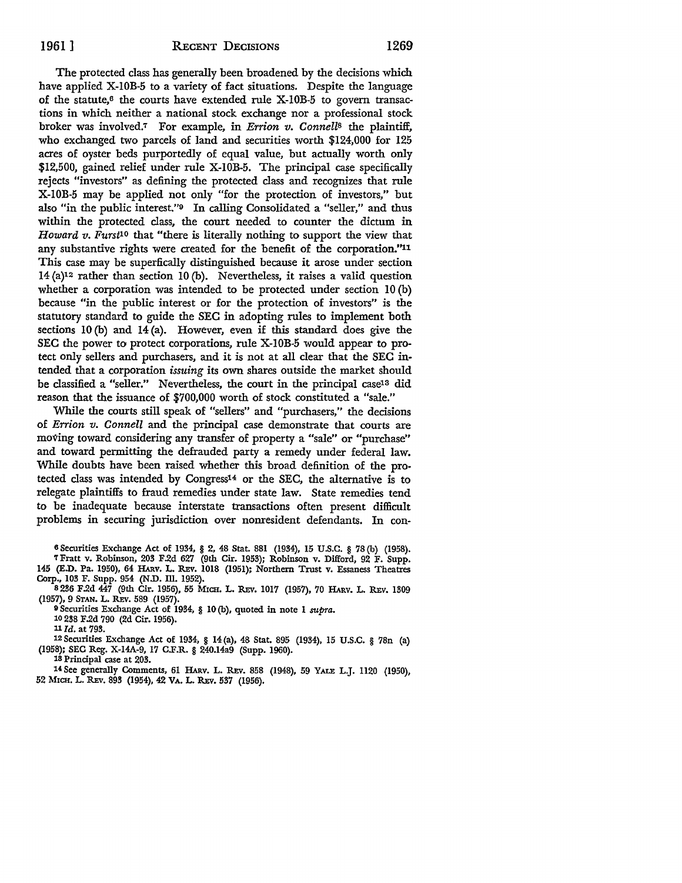The protected class has generally been broadened by the decisions which have applied X-10B-5 to a variety of fact situations. Despite the language of the statute,[6] the courts have extended rule X-10B-5 to govern transactions in which neither a national stock exchange nor a professional stock broker was involved.[7] For example, in *Errion v. Connell*[8] the plaintiff, who exchanged two parcels of land and securities worth $124,000 for 125 acres of oyster beds purportedly of equal value, but actually worth only $12,500, gained relief under rule X-10B-5. The principal case specifically rejects "investors" as defining the protected class and recognizes that rule X-10B-5 may be applied not only "for the protection of investors," but also "in the public interest."[9] In calling Consolidated a "seller," and thus within the protected class, the court needed to counter the dictum in *Howard v. Furst*[10] that "there is literally nothing to support the view that any substantive rights were created for the benefit of the corporation."[11] This case may be superfically distinguished because it arose under section 14 (a)[12] rather than section 10 (b). Nevertheless, it raises a valid question whether a corporation was intended to be protected under section 10 (b) because "in the public interest or for the protection of investors" is the statutory standard to guide the SEC in adopting rules to implement both sections 10 (b) and 14 (a). However, even if this standard does give the SEC the power to protect corporations, rule X-10B-5 would appear to protect only sellers and purchasers, and it is not at all clear that the SEC intended that a corporation *issuing* its own shares outside the market should be classified a "seller." Nevertheless, the court in the principal case[13] did reason that the issuance of $700,000 worth of stock constituted a "sale."

While the courts still speak of "sellers" and "purchasers," the decisions of *Errion v. Connell* and the principal case demonstrate that courts are moving toward considering any transfer of property a "sale" or "purchase" and toward permitting the defrauded party a remedy under federal law. While doubts have been raised whether this broad definition of the protected class was intended by Congress[14] or the SEC, the alternative is to relegate plaintiffs to fraud remedies under state law. State remedies tend to be inadequate because interstate transactions often present difficult problems in securing jurisdiction over nonresident defendants. In con-

[6] Securities Exchange Act of 1934, § 2, 48 Stat. 881 (1934), 15 U.S.C. § 78(b) (1958).

[7] Fratt v. Robinson, 203 F.2d 627 (9th Cir. 1953); Robinson v. Difford, 92 F. Supp. 145 (E.D. Pa. 1950), 64 HARV. L. REV. 1018 (1951); Northern Trust v. Essaness Theatres Corp., 103 F. Supp. 954 (N.D. Ill. 1952).

[8] 236 F.2d 447 (9th Cir. 1956), 55 MICH. L. REV. 1017 (1957), 70 HARV. L. REV. 1309 (1957), 9 STAN. L. REV. 589 (1957).

[9] Securities Exchange Act of 1934, § 10(b), quoted in note 1 *supra*.

[10] 238 F.2d 790 (2d Cir. 1956).

[11] *Id.* at 793.

[12] Securities Exchange Act of 1934, § 14(a), 48 Stat. 895 (1934), 15 U.S.C. § 78n (a) (1958); SEC Reg. X-14A-9, 17 C.F.R. § 240.14a9 (Supp. 1960).

[13] Principal case at 203.

[14] See generally Comments, 61 HARV. L. REV. 858 (1948), 59 YALE L.J. 1120 (1950), 52 MICH. L. REV. 893 (1954), 42 VA. L. REV. 537 (1956).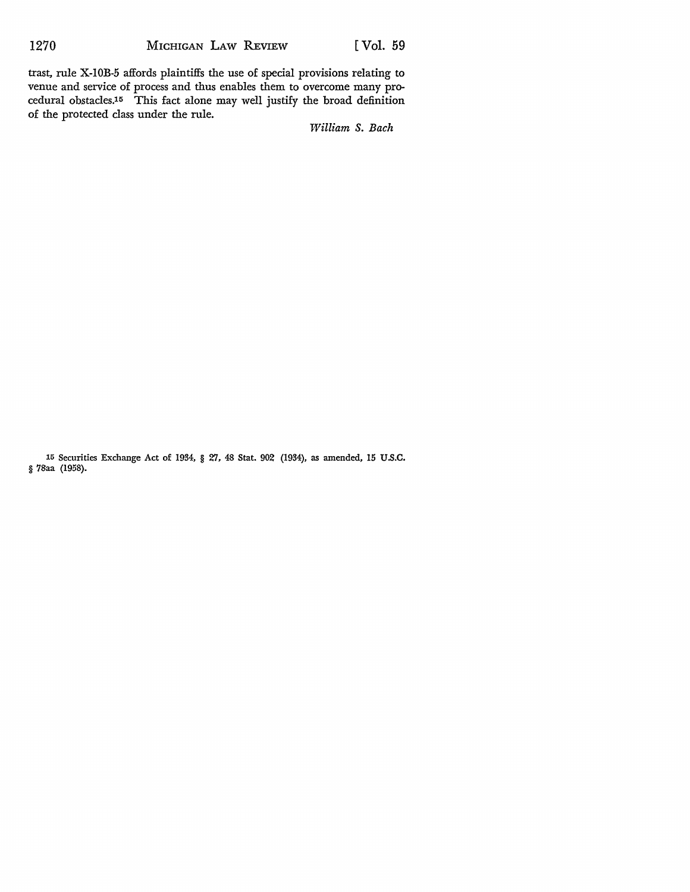trast, rule X-10B-5 affords plaintiffs the use of special provisions relating to venue and service of process and thus enables them to overcome many procedural obstacles.[15] This fact alone may well justify the broad definition of the protected class under the rule.

*William S. Bach*

---

[15] Securities Exchange Act of 1934, § 27, 48 Stat. 902 (1934), as amended, 15 U.S.C. § 78aa (1958).